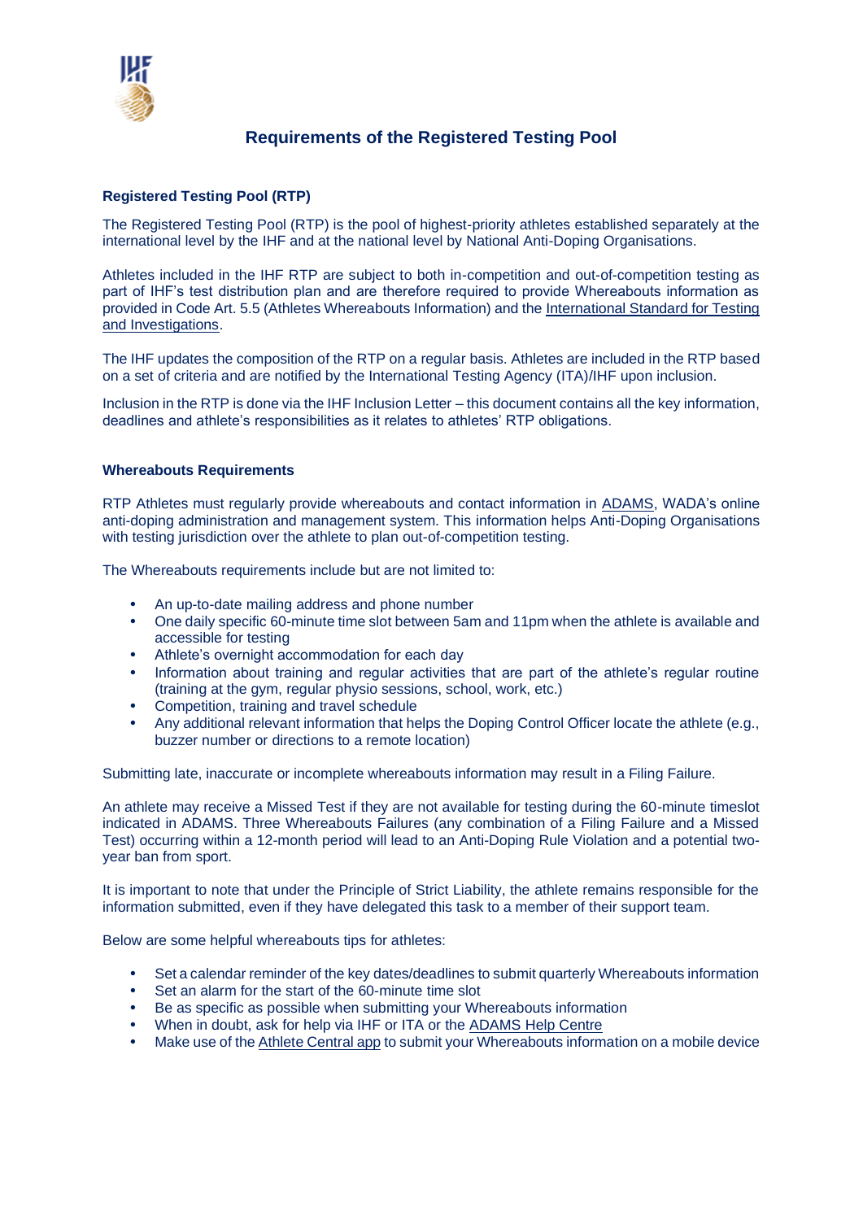# Requirements of the Registered Testing Pool

### Registered Testing Pool (RTP)

The Registered Testing Pool (RTP) is the pool of highest-priority athletes established separately at the international level by the IHF and at the national level by National Anti-Doping Organisations.

Athletes included in the IHF RTP are subject to both in-competition and out-of-competition testing as part of IHF's test distribution plan and are therefore required to provide Whereabouts information as provided in Code Art. 5.5 (Athletes Whereabouts Information) and the International Standard for Testing and Investigations.

The IHF updates the composition of the RTP on a regular basis. Athletes are included in the RTP based on a set of criteria and are notified by the International Testing Agency (ITA)/IHF upon inclusion.

Inclusion in the RTP is done via the IHF Inclusion Letter – this document contains all the key information, deadlines and athlete's responsibilities as it relates to athletes' RTP obligations.

### Whereabouts Requirements

RTP Athletes must regularly provide whereabouts and contact information in ADAMS, WADA's online anti-doping administration and management system. This information helps Anti-Doping Organisations with testing jurisdiction over the athlete to plan out-of-competition testing.

The Whereabouts requirements include but are not limited to:

- An up-to-date mailing address and phone number
- One daily specific 60-minute time slot between 5am and 11pm when the athlete is available and accessible for testing
- Athlete's overnight accommodation for each day
- Information about training and regular activities that are part of the athlete's regular routine (training at the gym, regular physio sessions, school, work, etc.)
- Competition, training and travel schedule
- Any additional relevant information that helps the Doping Control Officer locate the athlete (e.g., buzzer number or directions to a remote location)

Submitting late, inaccurate or incomplete whereabouts information may result in a Filing Failure.

An athlete may receive a Missed Test if they are not available for testing during the 60-minute timeslot indicated in ADAMS. Three Whereabouts Failures (any combination of a Filing Failure and a Missed Test) occurring within a 12-month period will lead to an Anti-Doping Rule Violation and a potential two-year ban from sport.

It is important to note that under the Principle of Strict Liability, the athlete remains responsible for the information submitted, even if they have delegated this task to a member of their support team.

Below are some helpful whereabouts tips for athletes:

- Set a calendar reminder of the key dates/deadlines to submit quarterly Whereabouts information
- Set an alarm for the start of the 60-minute time slot
- Be as specific as possible when submitting your Whereabouts information
- When in doubt, ask for help via IHF or ITA or the ADAMS Help Centre
- Make use of the Athlete Central app to submit your Whereabouts information on a mobile device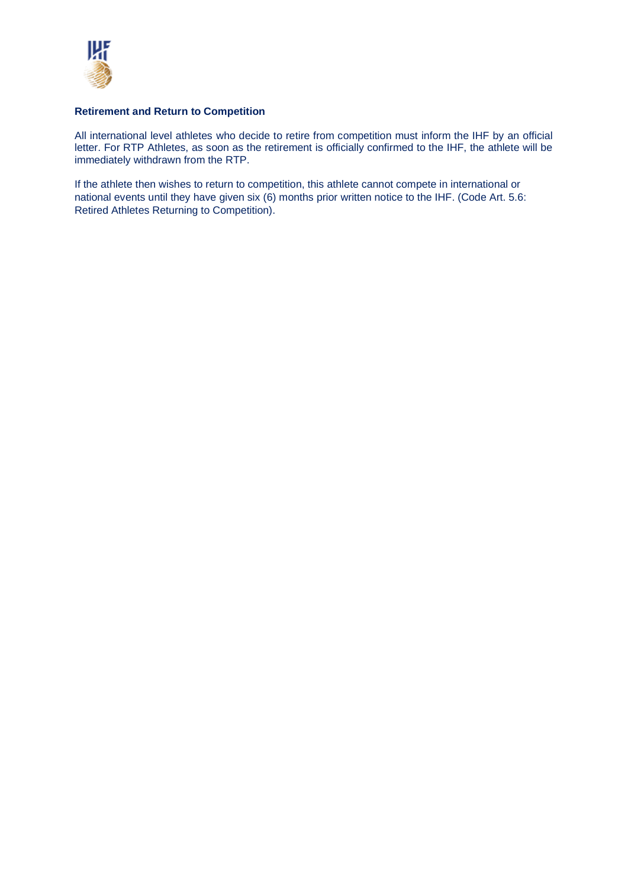**Retirement and Return to Competition**

All international level athletes who decide to retire from competition must inform the IHF by an official letter. For RTP Athletes, as soon as the retirement is officially confirmed to the IHF, the athlete will be immediately withdrawn from the RTP.

If the athlete then wishes to return to competition, this athlete cannot compete in international or national events until they have given six (6) months prior written notice to the IHF. (Code Art. 5.6: Retired Athletes Returning to Competition).